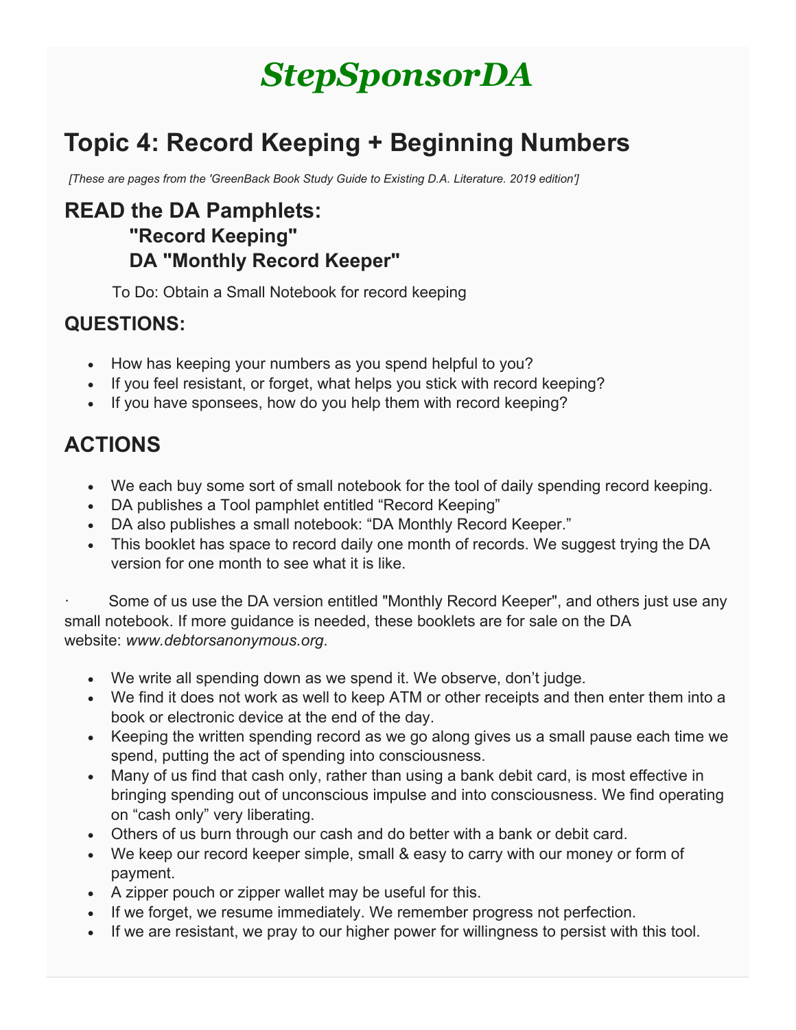# StepSponsorDA

## Topic 4: Record Keeping + Beginning Numbers

*[These are pages from the 'GreenBack Book Study Guide to Existing D.A. Literature. 2019 edition']*

## READ the DA Pamphlets:

### "Record Keeping"

### DA "Monthly Record Keeper"

To Do: Obtain a Small Notebook for record keeping

## QUESTIONS:

- How has keeping your numbers as you spend helpful to you?
- If you feel resistant, or forget, what helps you stick with record keeping?
- If you have sponsees, how do you help them with record keeping?

## ACTIONS

- We each buy some sort of small notebook for the tool of daily spending record keeping.
- DA publishes a Tool pamphlet entitled "Record Keeping"
- DA also publishes a small notebook: "DA Monthly Record Keeper."
- This booklet has space to record daily one month of records. We suggest trying the DA version for one month to see what it is like.

· Some of us use the DA version entitled "Monthly Record Keeper", and others just use any small notebook. If more guidance is needed, these booklets are for sale on the DA website: *www.debtorsanonymous.org*.

- We write all spending down as we spend it. We observe, don't judge.
- We find it does not work as well to keep ATM or other receipts and then enter them into a book or electronic device at the end of the day.
- Keeping the written spending record as we go along gives us a small pause each time we spend, putting the act of spending into consciousness.
- Many of us find that cash only, rather than using a bank debit card, is most effective in bringing spending out of unconscious impulse and into consciousness. We find operating on "cash only" very liberating.
- Others of us burn through our cash and do better with a bank or debit card.
- We keep our record keeper simple, small & easy to carry with our money or form of payment.
- A zipper pouch or zipper wallet may be useful for this.
- If we forget, we resume immediately. We remember progress not perfection.
- If we are resistant, we pray to our higher power for willingness to persist with this tool.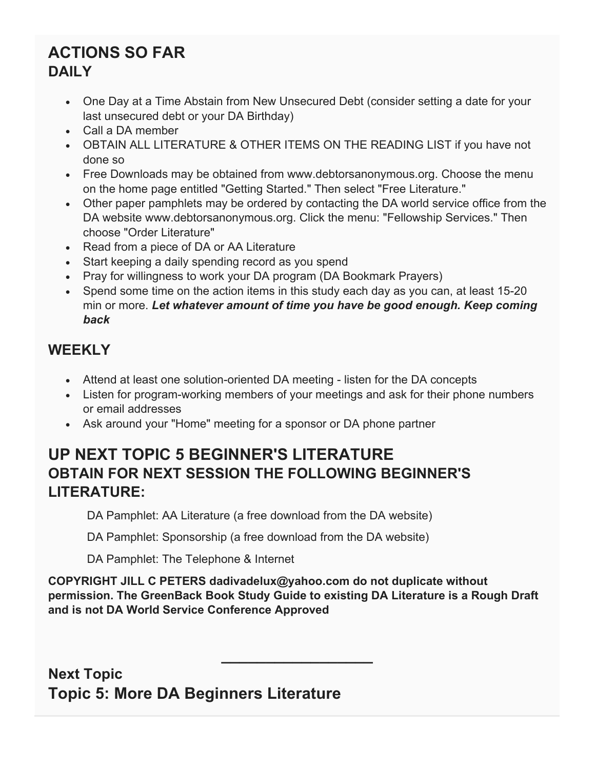## ACTIONS SO FAR

### DAILY

- One Day at a Time Abstain from New Unsecured Debt (consider setting a date for your last unsecured debt or your DA Birthday)
- Call a DA member
- OBTAIN ALL LITERATURE & OTHER ITEMS ON THE READING LIST if you have not done so
- Free Downloads may be obtained from www.debtorsanonymous.org. Choose the menu on the home page entitled "Getting Started." Then select "Free Literature."
- Other paper pamphlets may be ordered by contacting the DA world service office from the DA website www.debtorsanonymous.org. Click the menu: "Fellowship Services." Then choose "Order Literature"
- Read from a piece of DA or AA Literature
- Start keeping a daily spending record as you spend
- Pray for willingness to work your DA program (DA Bookmark Prayers)
- Spend some time on the action items in this study each day as you can, at least 15-20 min or more. ***Let whatever amount of time you have be good enough. Keep coming back***

### WEEKLY

- Attend at least one solution-oriented DA meeting - listen for the DA concepts
- Listen for program-working members of your meetings and ask for their phone numbers or email addresses
- Ask around your "Home" meeting for a sponsor or DA phone partner

## UP NEXT TOPIC 5 BEGINNER'S LITERATURE

### OBTAIN FOR NEXT SESSION THE FOLLOWING BEGINNER'S LITERATURE:

DA Pamphlet: AA Literature (a free download from the DA website)

DA Pamphlet: Sponsorship (a free download from the DA website)

DA Pamphlet: The Telephone & Internet

**COPYRIGHT JILL C PETERS dadivadelux@yahoo.com do not duplicate without permission. The GreenBack Book Study Guide to existing DA Literature is a Rough Draft and is not DA World Service Conference Approved**

---

### Next Topic

## Topic 5: More DA Beginners Literature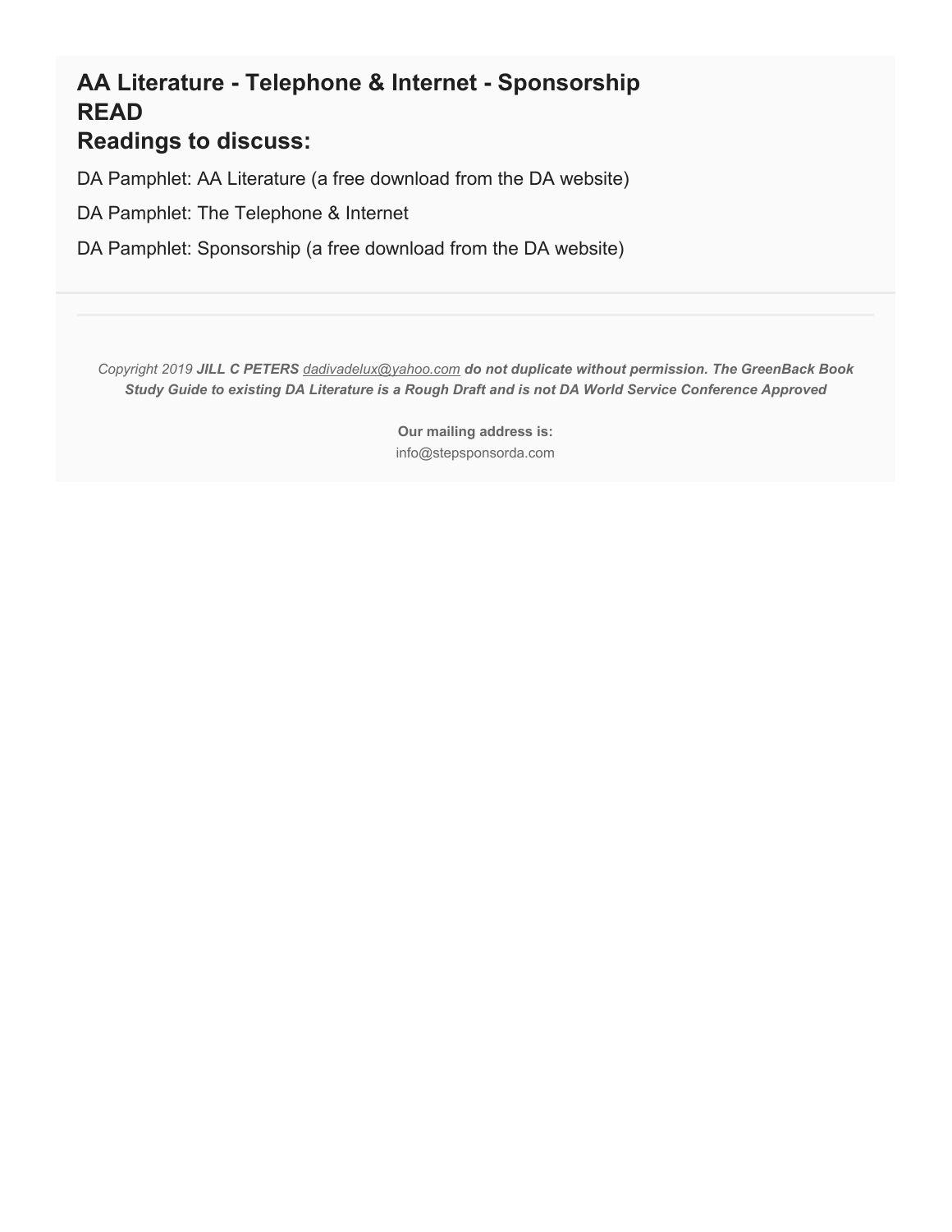## AA Literature - Telephone & Internet - Sponsorship
## READ
## Readings to discuss:

DA Pamphlet: AA Literature (a free download from the DA website)

DA Pamphlet: The Telephone & Internet

DA Pamphlet: Sponsorship (a free download from the DA website)

---

*Copyright 2019* ***JILL C PETERS*** *dadivadelux@yahoo.com* ***do not duplicate without permission. The GreenBack Book Study Guide to existing DA Literature is a Rough Draft and is not DA World Service Conference Approved***

**Our mailing address is:**
info@stepsponsorda.com